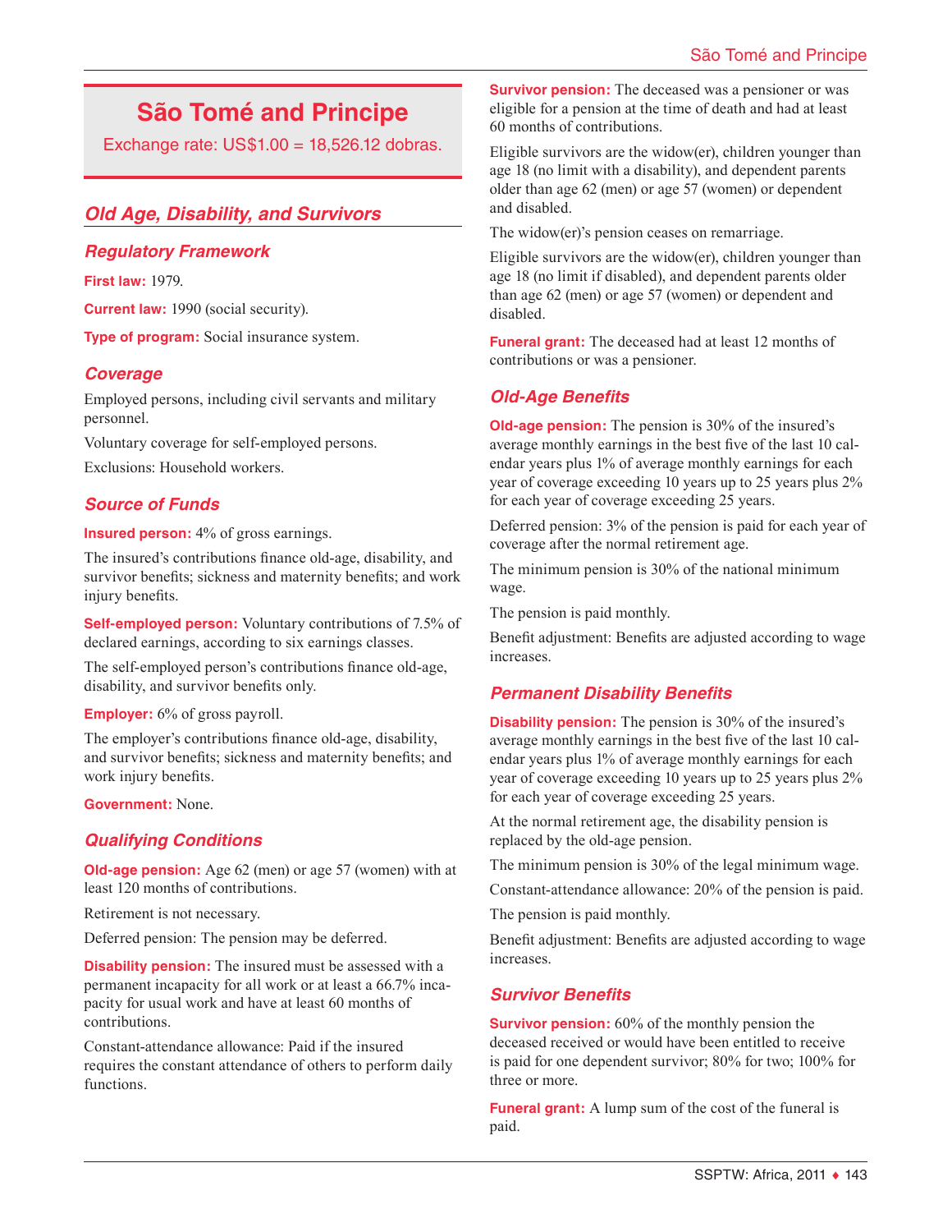# São Tomé and Principe

Exchange rate: US$1.00 = 18,526.12 dobras.

## Old Age, Disability, and Survivors

### Regulatory Framework

**First law:** 1979.

**Current law:** 1990 (social security).

**Type of program:** Social insurance system.

### Coverage

Employed persons, including civil servants and military personnel.

Voluntary coverage for self-employed persons.

Exclusions: Household workers.

### Source of Funds

**Insured person:** 4% of gross earnings.

The insured's contributions finance old-age, disability, and survivor benefits; sickness and maternity benefits; and work injury benefits.

**Self-employed person:** Voluntary contributions of 7.5% of declared earnings, according to six earnings classes.

The self-employed person's contributions finance old-age, disability, and survivor benefits only.

**Employer:** 6% of gross payroll.

The employer's contributions finance old-age, disability, and survivor benefits; sickness and maternity benefits; and work injury benefits.

**Government:** None.

### Qualifying Conditions

**Old-age pension:** Age 62 (men) or age 57 (women) with at least 120 months of contributions.

Retirement is not necessary.

Deferred pension: The pension may be deferred.

**Disability pension:** The insured must be assessed with a permanent incapacity for all work or at least a 66.7% incapacity for usual work and have at least 60 months of contributions.

Constant-attendance allowance: Paid if the insured requires the constant attendance of others to perform daily functions.

**Survivor pension:** The deceased was a pensioner or was eligible for a pension at the time of death and had at least 60 months of contributions.

Eligible survivors are the widow(er), children younger than age 18 (no limit with a disability), and dependent parents older than age 62 (men) or age 57 (women) or dependent and disabled.

The widow(er)'s pension ceases on remarriage.

Eligible survivors are the widow(er), children younger than age 18 (no limit if disabled), and dependent parents older than age 62 (men) or age 57 (women) or dependent and disabled.

**Funeral grant:** The deceased had at least 12 months of contributions or was a pensioner.

### Old-Age Benefits

**Old-age pension:** The pension is 30% of the insured's average monthly earnings in the best five of the last 10 calendar years plus 1% of average monthly earnings for each year of coverage exceeding 10 years up to 25 years plus 2% for each year of coverage exceeding 25 years.

Deferred pension: 3% of the pension is paid for each year of coverage after the normal retirement age.

The minimum pension is 30% of the national minimum wage.

The pension is paid monthly.

Benefit adjustment: Benefits are adjusted according to wage increases.

### Permanent Disability Benefits

**Disability pension:** The pension is 30% of the insured's average monthly earnings in the best five of the last 10 calendar years plus 1% of average monthly earnings for each year of coverage exceeding 10 years up to 25 years plus 2% for each year of coverage exceeding 25 years.

At the normal retirement age, the disability pension is replaced by the old-age pension.

The minimum pension is 30% of the legal minimum wage.

Constant-attendance allowance: 20% of the pension is paid.

The pension is paid monthly.

Benefit adjustment: Benefits are adjusted according to wage increases.

### Survivor Benefits

**Survivor pension:** 60% of the monthly pension the deceased received or would have been entitled to receive is paid for one dependent survivor; 80% for two; 100% for three or more.

**Funeral grant:** A lump sum of the cost of the funeral is paid.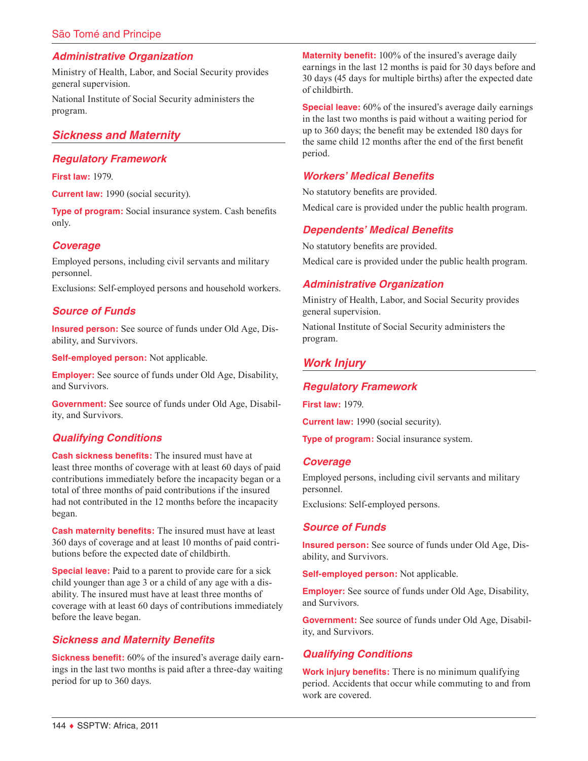### Administrative Organization

Ministry of Health, Labor, and Social Security provides general supervision.

National Institute of Social Security administers the program.

## Sickness and Maternity

### Regulatory Framework

**First law:** 1979.

**Current law:** 1990 (social security).

**Type of program:** Social insurance system. Cash benefits only.

### Coverage

Employed persons, including civil servants and military personnel.

Exclusions: Self-employed persons and household workers.

### Source of Funds

**Insured person:** See source of funds under Old Age, Disability, and Survivors.

**Self-employed person:** Not applicable.

**Employer:** See source of funds under Old Age, Disability, and Survivors.

**Government:** See source of funds under Old Age, Disability, and Survivors.

### Qualifying Conditions

**Cash sickness benefits:** The insured must have at least three months of coverage with at least 60 days of paid contributions immediately before the incapacity began or a total of three months of paid contributions if the insured had not contributed in the 12 months before the incapacity began.

**Cash maternity benefits:** The insured must have at least 360 days of coverage and at least 10 months of paid contributions before the expected date of childbirth.

**Special leave:** Paid to a parent to provide care for a sick child younger than age 3 or a child of any age with a disability. The insured must have at least three months of coverage with at least 60 days of contributions immediately before the leave began.

### Sickness and Maternity Benefits

**Sickness benefit:** 60% of the insured's average daily earnings in the last two months is paid after a three-day waiting period for up to 360 days.

**Maternity benefit:** 100% of the insured's average daily earnings in the last 12 months is paid for 30 days before and 30 days (45 days for multiple births) after the expected date of childbirth.

**Special leave:** 60% of the insured's average daily earnings in the last two months is paid without a waiting period for up to 360 days; the benefit may be extended 180 days for the same child 12 months after the end of the first benefit period.

### Workers' Medical Benefits

No statutory benefits are provided.

Medical care is provided under the public health program.

### Dependents' Medical Benefits

No statutory benefits are provided.

Medical care is provided under the public health program.

### Administrative Organization

Ministry of Health, Labor, and Social Security provides general supervision.

National Institute of Social Security administers the program.

## Work Injury

### Regulatory Framework

**First law:** 1979.

**Current law:** 1990 (social security).

**Type of program:** Social insurance system.

### Coverage

Employed persons, including civil servants and military personnel.

Exclusions: Self-employed persons.

### Source of Funds

**Insured person:** See source of funds under Old Age, Disability, and Survivors.

**Self-employed person:** Not applicable.

**Employer:** See source of funds under Old Age, Disability, and Survivors.

**Government:** See source of funds under Old Age, Disability, and Survivors.

### Qualifying Conditions

**Work injury benefits:** There is no minimum qualifying period. Accidents that occur while commuting to and from work are covered.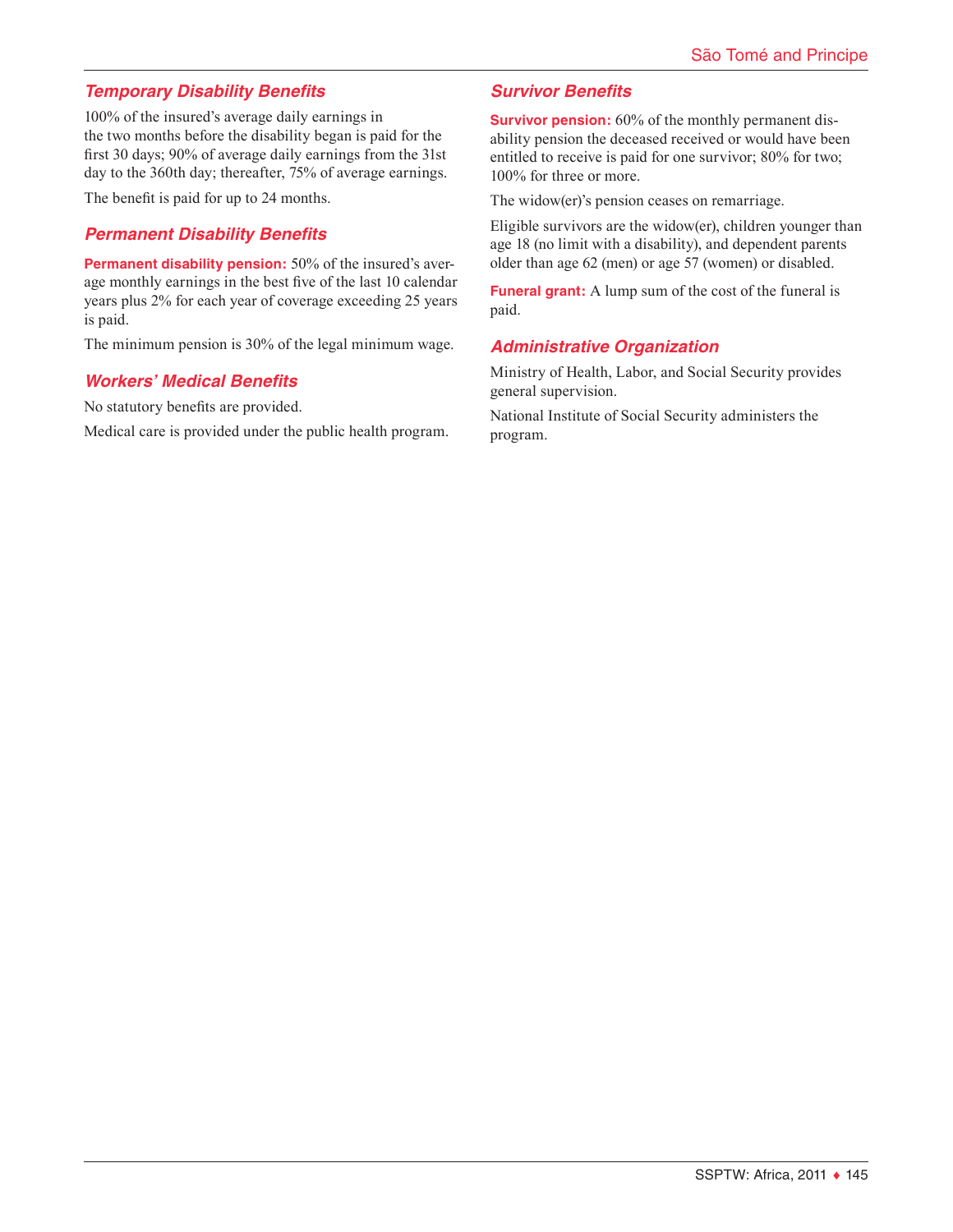### Temporary Disability Benefits

100% of the insured's average daily earnings in the two months before the disability began is paid for the first 30 days; 90% of average daily earnings from the 31st day to the 360th day; thereafter, 75% of average earnings.

The benefit is paid for up to 24 months.

### Permanent Disability Benefits

**Permanent disability pension:** 50% of the insured's average monthly earnings in the best five of the last 10 calendar years plus 2% for each year of coverage exceeding 25 years is paid.

The minimum pension is 30% of the legal minimum wage.

### Workers' Medical Benefits

No statutory benefits are provided.

Medical care is provided under the public health program.

### Survivor Benefits

**Survivor pension:** 60% of the monthly permanent disability pension the deceased received or would have been entitled to receive is paid for one survivor; 80% for two; 100% for three or more.

The widow(er)'s pension ceases on remarriage.

Eligible survivors are the widow(er), children younger than age 18 (no limit with a disability), and dependent parents older than age 62 (men) or age 57 (women) or disabled.

**Funeral grant:** A lump sum of the cost of the funeral is paid.

### Administrative Organization

Ministry of Health, Labor, and Social Security provides general supervision.

National Institute of Social Security administers the program.